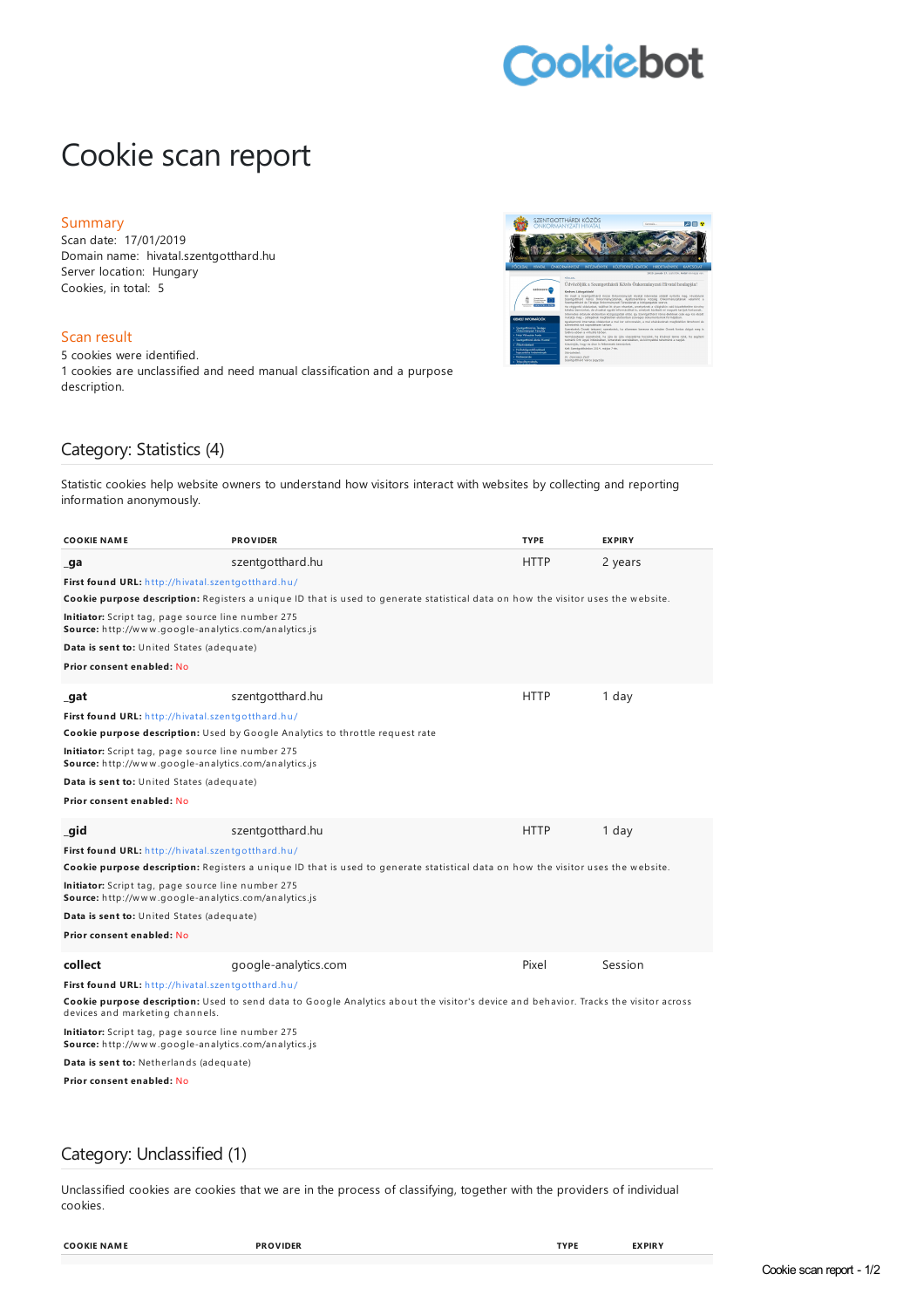# Cookie scan report

## Summary

Scan date: 17/01/2019
Domain name: hivatal.szentgotthard.hu
Server location: Hungary
Cookies, in total: 5

## Scan result

5 cookies were identified.
1 cookies are unclassified and need manual classification and a purpose description.

## Category: Statistics (4)

Statistic cookies help website owners to understand how visitors interact with websites by collecting and reporting information anonymously.

| COOKIE NAME | PROVIDER | TYPE | EXPIRY |
|---|---|---|---|
| **_ga** | szentgotthard.hu | HTTP | 2 years |

**First found URL:** http://hivatal.szentgotthard.hu/
**Cookie purpose description:** Registers a unique ID that is used to generate statistical data on how the visitor uses the website.
**Initiator:** Script tag, page source line number 275
**Source:** http://www.google-analytics.com/analytics.js
**Data is sent to:** United States (adequate)
**Prior consent enabled:** No

| COOKIE NAME | PROVIDER | TYPE | EXPIRY |
|---|---|---|---|
| **_gat** | szentgotthard.hu | HTTP | 1 day |

**First found URL:** http://hivatal.szentgotthard.hu/
**Cookie purpose description:** Used by Google Analytics to throttle request rate
**Initiator:** Script tag, page source line number 275
**Source:** http://www.google-analytics.com/analytics.js
**Data is sent to:** United States (adequate)
**Prior consent enabled:** No

| COOKIE NAME | PROVIDER | TYPE | EXPIRY |
|---|---|---|---|
| **_gid** | szentgotthard.hu | HTTP | 1 day |

**First found URL:** http://hivatal.szentgotthard.hu/
**Cookie purpose description:** Registers a unique ID that is used to generate statistical data on how the visitor uses the website.
**Initiator:** Script tag, page source line number 275
**Source:** http://www.google-analytics.com/analytics.js
**Data is sent to:** United States (adequate)
**Prior consent enabled:** No

| COOKIE NAME | PROVIDER | TYPE | EXPIRY |
|---|---|---|---|
| **collect** | google-analytics.com | Pixel | Session |

**First found URL:** http://hivatal.szentgotthard.hu/
**Cookie purpose description:** Used to send data to Google Analytics about the visitor's device and behavior. Tracks the visitor across devices and marketing channels.
**Initiator:** Script tag, page source line number 275
**Source:** http://www.google-analytics.com/analytics.js
**Data is sent to:** Netherlands (adequate)
**Prior consent enabled:** No

## Category: Unclassified (1)

Unclassified cookies are cookies that we are in the process of classifying, together with the providers of individual cookies.

| COOKIE NAME | PROVIDER | TYPE | EXPIRY |
|---|---|---|---|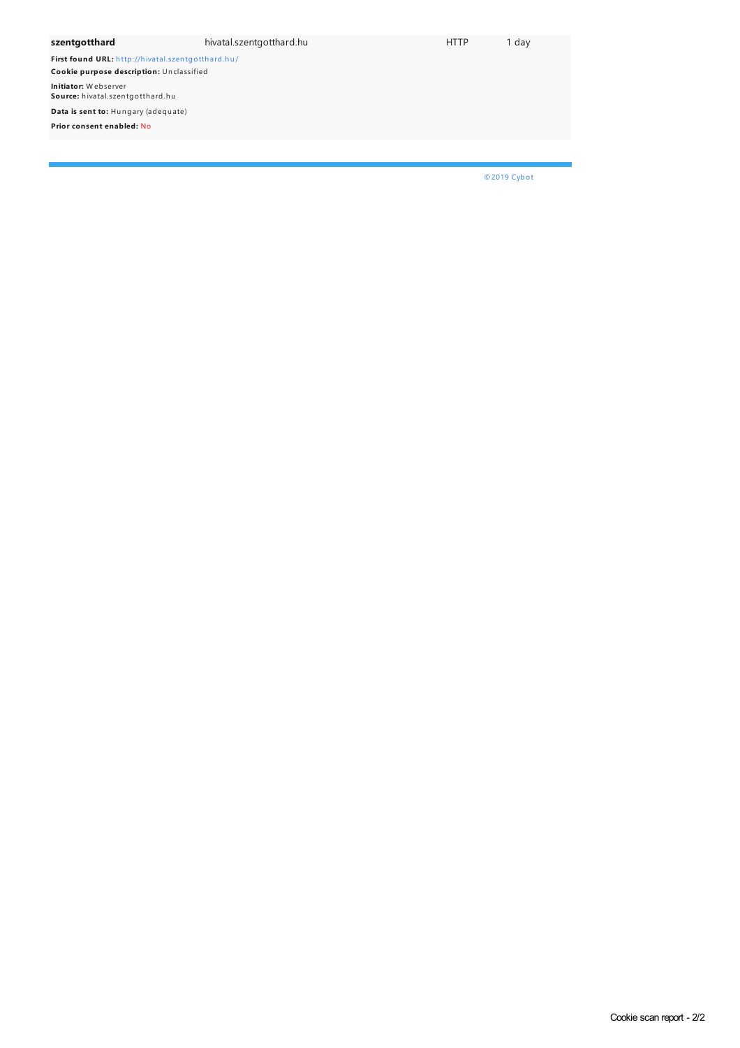| | | | |
|---|---|---|---|
| **szentgotthard** | hivatal.szentgotthard.hu | HTTP | 1 day |

**First found URL:** http://hivatal.szentgotthard.hu/

**Cookie purpose description:** Unclassified

**Initiator:** Webserver
**Source:** hivatal.szentgotthard.hu

**Data is sent to:** Hungary (adequate)

**Prior consent enabled:** No

©2019 Cybot